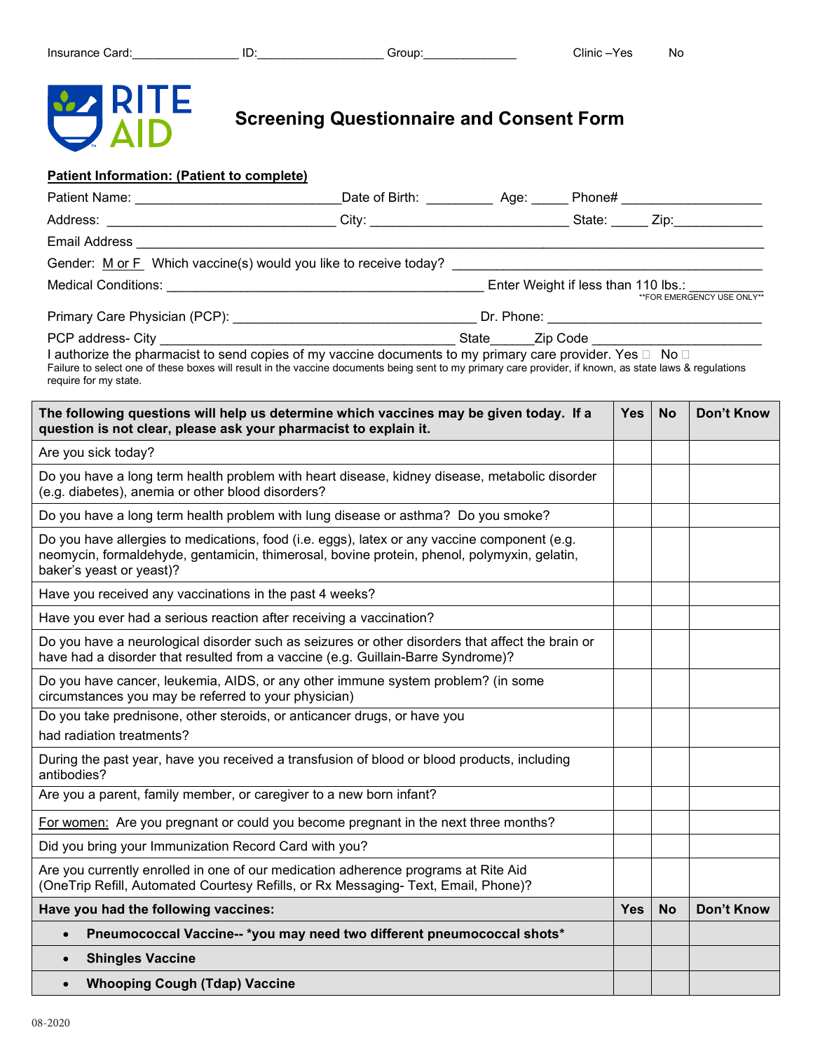Insurance Card:________________ ID:__________________ Group:______________ Clinic –Yes No

RITE AID

# Screening Questionnaire and Consent Form

**Patient Information: (Patient to complete)**

Patient Name: ____________________________ Date of Birth: _________ Age: _____ Phone# __________________

Address: _______________________________ City: ___________________________ State: _____ Zip:____________

Email Address ______________________________________________________________________________

Gender: M or F Which vaccine(s) would you like to receive today? ________________________________________

Medical Conditions: _____________________________________________ Enter Weight if less than 110 lbs.: __________
**FOR EMERGENCY USE ONLY**

Primary Care Physician (PCP): _________________________________ Dr. Phone: ____________________________

PCP address- City __________________________________________ State______Zip Code ______________________

I authorize the pharmacist to send copies of my vaccine documents to my primary care provider. Yes ☐ No ☐
Failure to select one of these boxes will result in the vaccine documents being sent to my primary care provider, if known, as state laws & regulations require for my state.

| **The following questions will help us determine which vaccines may be given today. If a question is not clear, please ask your pharmacist to explain it.** | **Yes** | **No** | **Don't Know** |
|---|---|---|---|
| Are you sick today? | | | |
| Do you have a long term health problem with heart disease, kidney disease, metabolic disorder (e.g. diabetes), anemia or other blood disorders? | | | |
| Do you have a long term health problem with lung disease or asthma? Do you smoke? | | | |
| Do you have allergies to medications, food (i.e. eggs), latex or any vaccine component (e.g. neomycin, formaldehyde, gentamicin, thimerosal, bovine protein, phenol, polymyxin, gelatin, baker's yeast or yeast)? | | | |
| Have you received any vaccinations in the past 4 weeks? | | | |
| Have you ever had a serious reaction after receiving a vaccination? | | | |
| Do you have a neurological disorder such as seizures or other disorders that affect the brain or have had a disorder that resulted from a vaccine (e.g. Guillain-Barre Syndrome)? | | | |
| Do you have cancer, leukemia, AIDS, or any other immune system problem? (in some circumstances you may be referred to your physician) | | | |
| Do you take prednisone, other steroids, or anticancer drugs, or have you had radiation treatments? | | | |
| During the past year, have you received a transfusion of blood or blood products, including antibodies? | | | |
| Are you a parent, family member, or caregiver to a new born infant? | | | |
| For women: Are you pregnant or could you become pregnant in the next three months? | | | |
| Did you bring your Immunization Record Card with you? | | | |
| Are you currently enrolled in one of our medication adherence programs at Rite Aid (OneTrip Refill, Automated Courtesy Refills, or Rx Messaging- Text, Email, Phone)? | | | |
| **Have you had the following vaccines:** | **Yes** | **No** | **Don't Know** |
| • **Pneumococcal Vaccine-- *you may need two different pneumococcal shots*** | | | |
| • **Shingles Vaccine** | | | |
| • **Whooping Cough (Tdap) Vaccine** | | | |

08-2020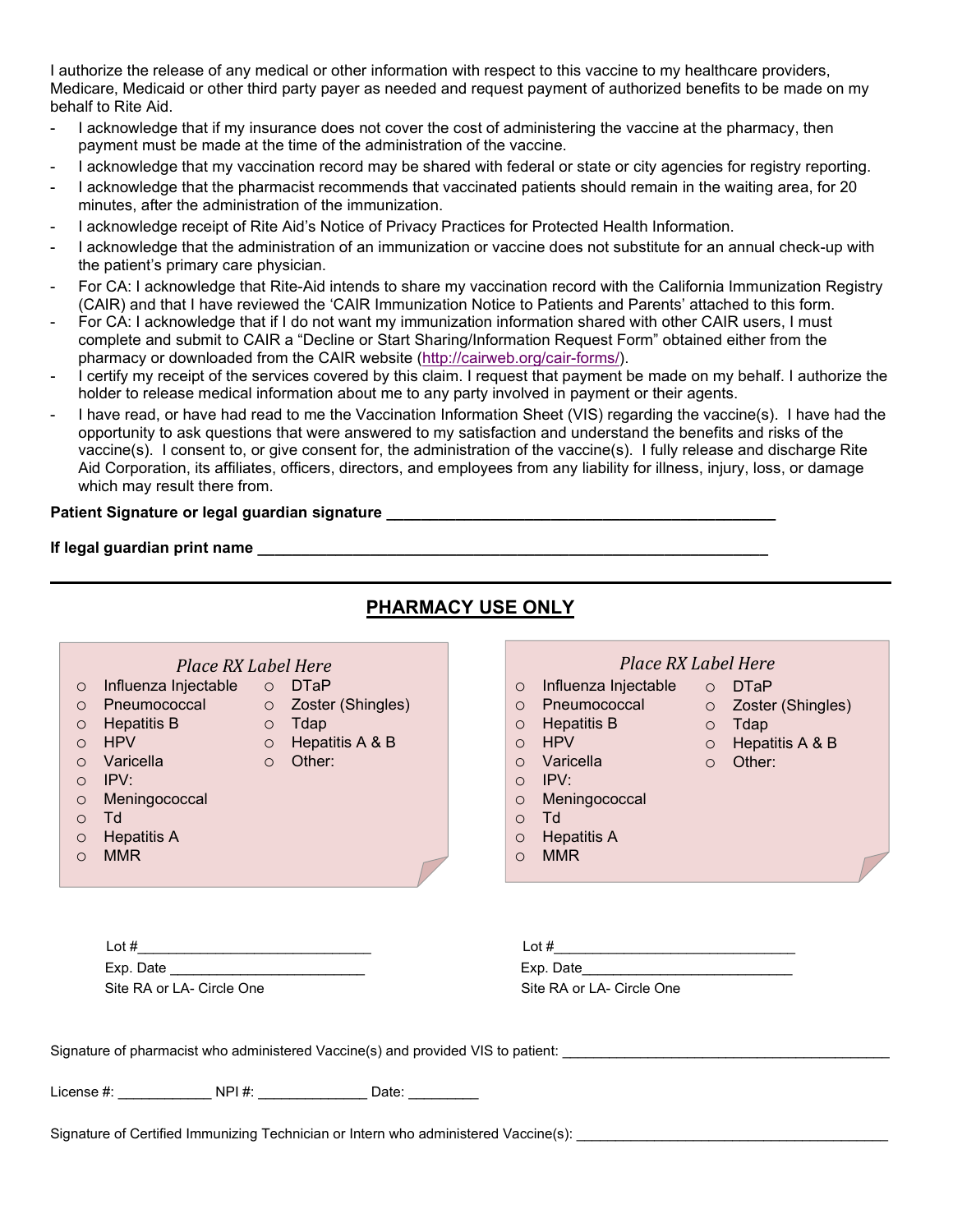I authorize the release of any medical or other information with respect to this vaccine to my healthcare providers, Medicare, Medicaid or other third party payer as needed and request payment of authorized benefits to be made on my behalf to Rite Aid.

- I acknowledge that if my insurance does not cover the cost of administering the vaccine at the pharmacy, then payment must be made at the time of the administration of the vaccine.
- I acknowledge that my vaccination record may be shared with federal or state or city agencies for registry reporting.
- I acknowledge that the pharmacist recommends that vaccinated patients should remain in the waiting area, for 20 minutes, after the administration of the immunization.
- I acknowledge receipt of Rite Aid's Notice of Privacy Practices for Protected Health Information.
- I acknowledge that the administration of an immunization or vaccine does not substitute for an annual check-up with the patient's primary care physician.
- For CA: I acknowledge that Rite-Aid intends to share my vaccination record with the California Immunization Registry (CAIR) and that I have reviewed the 'CAIR Immunization Notice to Patients and Parents' attached to this form.
- For CA: I acknowledge that if I do not want my immunization information shared with other CAIR users, I must complete and submit to CAIR a "Decline or Start Sharing/Information Request Form" obtained either from the pharmacy or downloaded from the CAIR website (http://cairweb.org/cair-forms/).
- I certify my receipt of the services covered by this claim. I request that payment be made on my behalf. I authorize the holder to release medical information about me to any party involved in payment or their agents.
- I have read, or have had read to me the Vaccination Information Sheet (VIS) regarding the vaccine(s). I have had the opportunity to ask questions that were answered to my satisfaction and understand the benefits and risks of the vaccine(s). I consent to, or give consent for, the administration of the vaccine(s). I fully release and discharge Rite Aid Corporation, its affiliates, officers, directors, and employees from any liability for illness, injury, loss, or damage which may result there from.

**Patient Signature or legal guardian signature** ______________________________________________

**If legal guardian print name** ______________________________________________

---

## PHARMACY USE ONLY

*Place RX Label Here*

- ○ Influenza Injectable
- ○ Pneumococcal
- ○ Hepatitis B
- ○ HPV
- ○ Varicella
- ○ IPV:
- ○ Meningococcal
- ○ Td
- ○ Hepatitis A
- ○ MMR
- ○ DTaP
- ○ Zoster (Shingles)
- ○ Tdap
- ○ Hepatitis A & B
- ○ Other:

Lot #_____________________________

Exp. Date _________________________

Site RA or LA- Circle One

*Place RX Label Here*

- ○ Influenza Injectable
- ○ Pneumococcal
- ○ Hepatitis B
- ○ HPV
- ○ Varicella
- ○ IPV:
- ○ Meningococcal
- ○ Td
- ○ Hepatitis A
- ○ MMR
- ○ DTaP
- ○ Zoster (Shingles)
- ○ Tdap
- ○ Hepatitis A & B
- ○ Other:

Lot #_____________________________

Exp. Date_________________________

Site RA or LA- Circle One

Signature of pharmacist who administered Vaccine(s) and provided VIS to patient: ___________________________________

License #: ____________ NPI #: ______________ Date: _________

Signature of Certified Immunizing Technician or Intern who administered Vaccine(s): ___________________________________